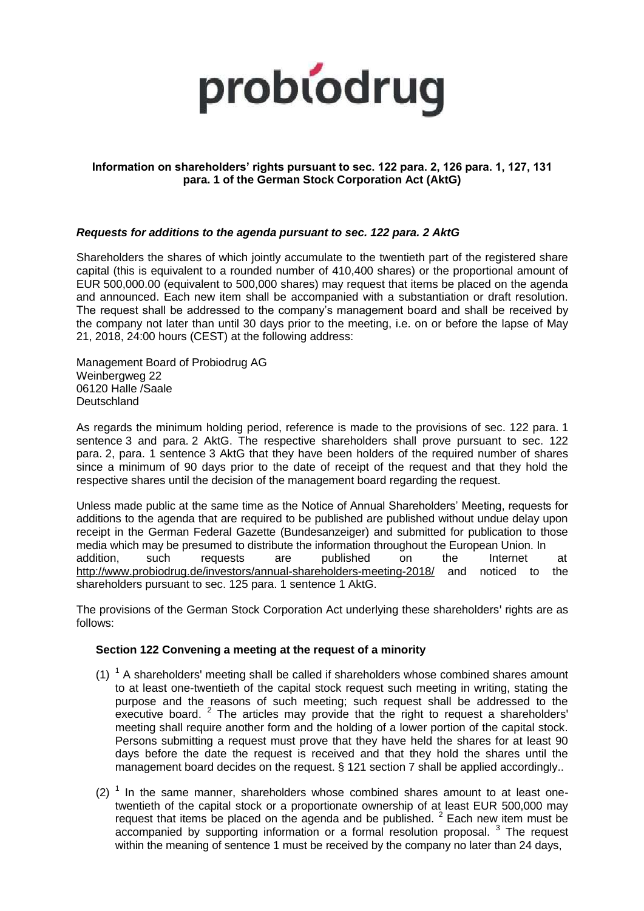probiodrug

**Information on shareholders' rights pursuant to sec. 122 para. 2, 126 para. 1, 127, 131 para. 1 of the German Stock Corporation Act (AktG)**

***Requests for additions to the agenda pursuant to sec. 122 para. 2 AktG***

Shareholders the shares of which jointly accumulate to the twentieth part of the registered share capital (this is equivalent to a rounded number of 410,400 shares) or the proportional amount of EUR 500,000.00 (equivalent to 500,000 shares) may request that items be placed on the agenda and announced. Each new item shall be accompanied with a substantiation or draft resolution. The request shall be addressed to the company's management board and shall be received by the company not later than until 30 days prior to the meeting, i.e. on or before the lapse of May 21, 2018, 24:00 hours (CEST) at the following address:

Management Board of Probiodrug AG
Weinbergweg 22
06120 Halle /Saale
Deutschland

As regards the minimum holding period, reference is made to the provisions of sec. 122 para. 1 sentence 3 and para. 2 AktG. The respective shareholders shall prove pursuant to sec. 122 para. 2, para. 1 sentence 3 AktG that they have been holders of the required number of shares since a minimum of 90 days prior to the date of receipt of the request and that they hold the respective shares until the decision of the management board regarding the request.

Unless made public at the same time as the Notice of Annual Shareholders' Meeting, requests for additions to the agenda that are required to be published are published without undue delay upon receipt in the German Federal Gazette (Bundesanzeiger) and submitted for publication to those media which may be presumed to distribute the information throughout the European Union. In addition, such requests are published on the Internet at http://www.probiodrug.de/investors/annual-shareholders-meeting-2018/ and noticed to the shareholders pursuant to sec. 125 para. 1 sentence 1 AktG.

The provisions of the German Stock Corporation Act underlying these shareholders' rights are as follows:

**Section 122 Convening a meeting at the request of a minority**

(1) [1] A shareholders' meeting shall be called if shareholders whose combined shares amount to at least one-twentieth of the capital stock request such meeting in writing, stating the purpose and the reasons of such meeting; such request shall be addressed to the executive board. [2] The articles may provide that the right to request a shareholders' meeting shall require another form and the holding of a lower portion of the capital stock. Persons submitting a request must prove that they have held the shares for at least 90 days before the date the request is received and that they hold the shares until the management board decides on the request. § 121 section 7 shall be applied accordingly..

(2) [1] In the same manner, shareholders whose combined shares amount to at least one-twentieth of the capital stock or a proportionate ownership of at least EUR 500,000 may request that items be placed on the agenda and be published. [2] Each new item must be accompanied by supporting information or a formal resolution proposal. [3] The request within the meaning of sentence 1 must be received by the company no later than 24 days,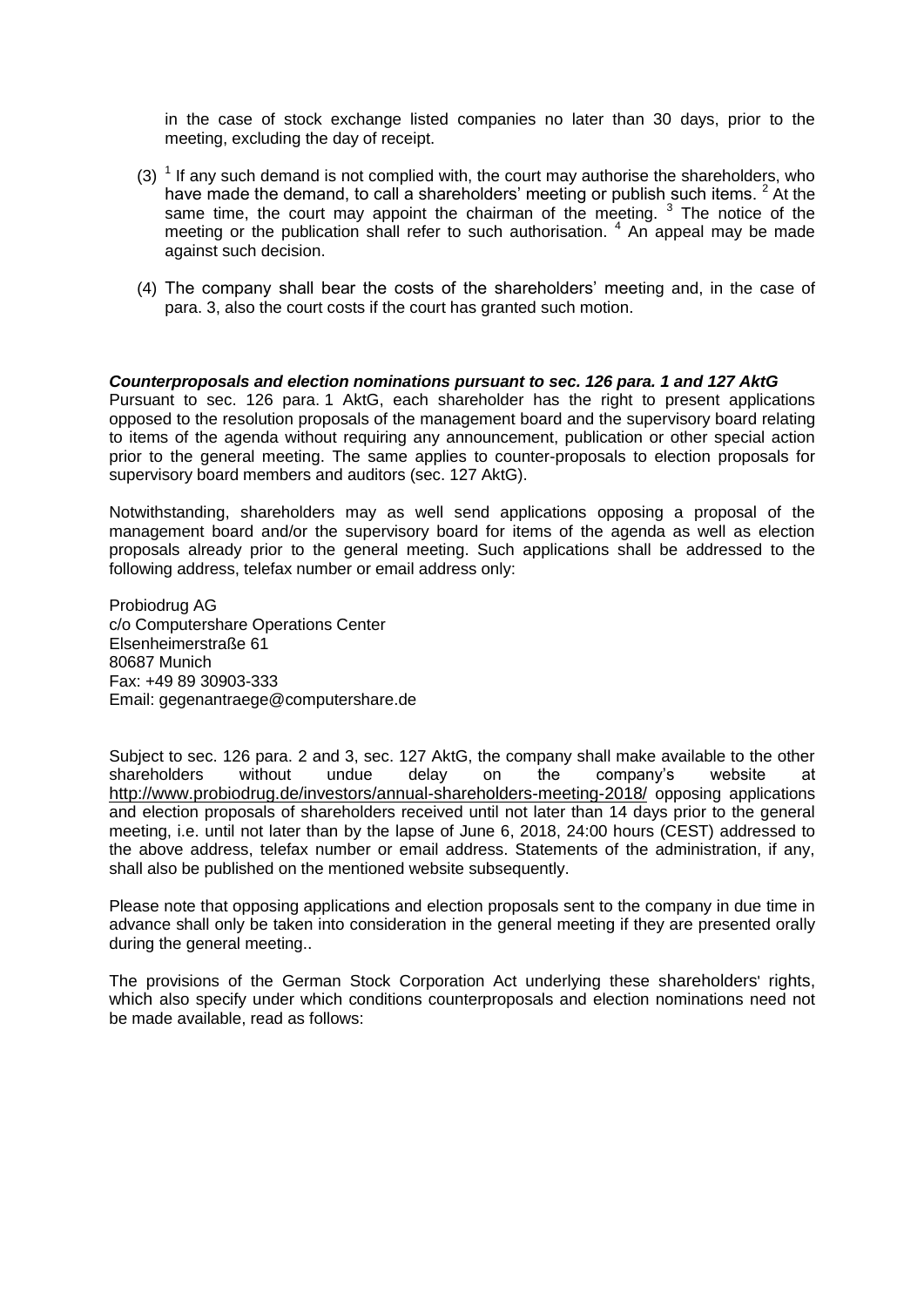in the case of stock exchange listed companies no later than 30 days, prior to the meeting, excluding the day of receipt.

(3) [1] If any such demand is not complied with, the court may authorise the shareholders, who have made the demand, to call a shareholders' meeting or publish such items. [2] At the same time, the court may appoint the chairman of the meeting. [3] The notice of the meeting or the publication shall refer to such authorisation. [4] An appeal may be made against such decision.

(4) The company shall bear the costs of the shareholders' meeting and, in the case of para. 3, also the court costs if the court has granted such motion.

***Counterproposals and election nominations pursuant to sec. 126 para. 1 and 127 AktG***

Pursuant to sec. 126 para. 1 AktG, each shareholder has the right to present applications opposed to the resolution proposals of the management board and the supervisory board relating to items of the agenda without requiring any announcement, publication or other special action prior to the general meeting. The same applies to counter-proposals to election proposals for supervisory board members and auditors (sec. 127 AktG).

Notwithstanding, shareholders may as well send applications opposing a proposal of the management board and/or the supervisory board for items of the agenda as well as election proposals already prior to the general meeting. Such applications shall be addressed to the following address, telefax number or email address only:

Probiodrug AG
c/o Computershare Operations Center
Elsenheimerstraße 61
80687 Munich
Fax: +49 89 30903-333
Email: gegenantraege@computershare.de

Subject to sec. 126 para. 2 and 3, sec. 127 AktG, the company shall make available to the other shareholders without undue delay on the company's website at http://www.probiodrug.de/investors/annual-shareholders-meeting-2018/ opposing applications and election proposals of shareholders received until not later than 14 days prior to the general meeting, i.e. until not later than by the lapse of June 6, 2018, 24:00 hours (CEST) addressed to the above address, telefax number or email address. Statements of the administration, if any, shall also be published on the mentioned website subsequently.

Please note that opposing applications and election proposals sent to the company in due time in advance shall only be taken into consideration in the general meeting if they are presented orally during the general meeting..

The provisions of the German Stock Corporation Act underlying these shareholders' rights, which also specify under which conditions counterproposals and election nominations need not be made available, read as follows: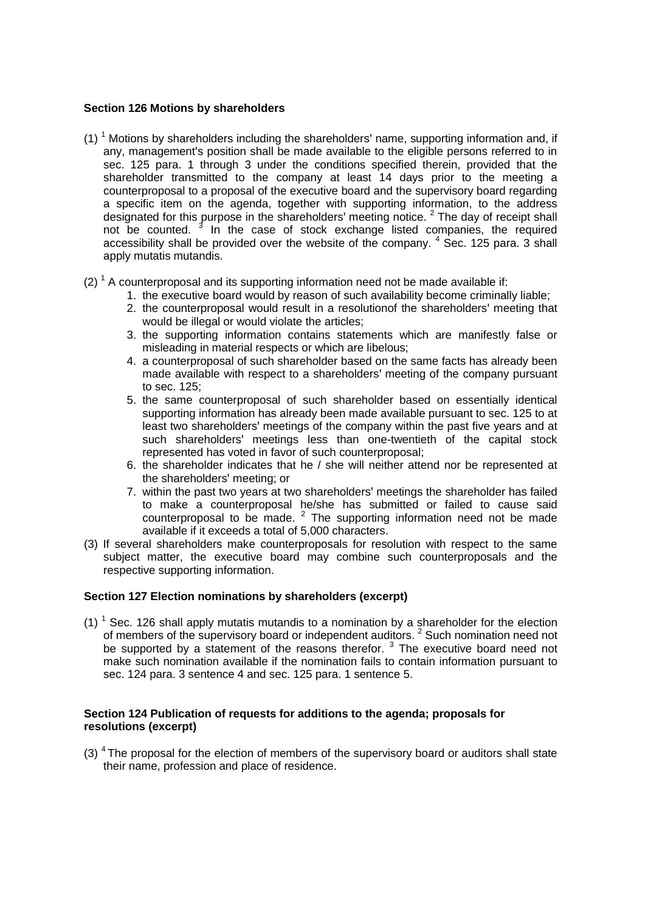**Section 126 Motions by shareholders**

(1) [1] Motions by shareholders including the shareholders' name, supporting information and, if any, management's position shall be made available to the eligible persons referred to in sec. 125 para. 1 through 3 under the conditions specified therein, provided that the shareholder transmitted to the company at least 14 days prior to the meeting a counterproposal to a proposal of the executive board and the supervisory board regarding a specific item on the agenda, together with supporting information, to the address designated for this purpose in the shareholders' meeting notice. [2] The day of receipt shall not be counted. [3] In the case of stock exchange listed companies, the required accessibility shall be provided over the website of the company. [4] Sec. 125 para. 3 shall apply mutatis mutandis.

(2) [1] A counterproposal and its supporting information need not be made available if:

1. the executive board would by reason of such availability become criminally liable;
2. the counterproposal would result in a resolutionof the shareholders' meeting that would be illegal or would violate the articles;
3. the supporting information contains statements which are manifestly false or misleading in material respects or which are libelous;
4. a counterproposal of such shareholder based on the same facts has already been made available with respect to a shareholders' meeting of the company pursuant to sec. 125;
5. the same counterproposal of such shareholder based on essentially identical supporting information has already been made available pursuant to sec. 125 to at least two shareholders' meetings of the company within the past five years and at such shareholders' meetings less than one-twentieth of the capital stock represented has voted in favor of such counterproposal;
6. the shareholder indicates that he / she will neither attend nor be represented at the shareholders' meeting; or
7. within the past two years at two shareholders' meetings the shareholder has failed to make a counterproposal he/she has submitted or failed to cause said counterproposal to be made. [2] The supporting information need not be made available if it exceeds a total of 5,000 characters.

(3) If several shareholders make counterproposals for resolution with respect to the same subject matter, the executive board may combine such counterproposals and the respective supporting information.

**Section 127 Election nominations by shareholders (excerpt)**

(1) [1] Sec. 126 shall apply mutatis mutandis to a nomination by a shareholder for the election of members of the supervisory board or independent auditors. [2] Such nomination need not be supported by a statement of the reasons therefor. [3] The executive board need not make such nomination available if the nomination fails to contain information pursuant to sec. 124 para. 3 sentence 4 and sec. 125 para. 1 sentence 5.

**Section 124 Publication of requests for additions to the agenda; proposals for resolutions (excerpt)**

(3) [4] The proposal for the election of members of the supervisory board or auditors shall state their name, profession and place of residence.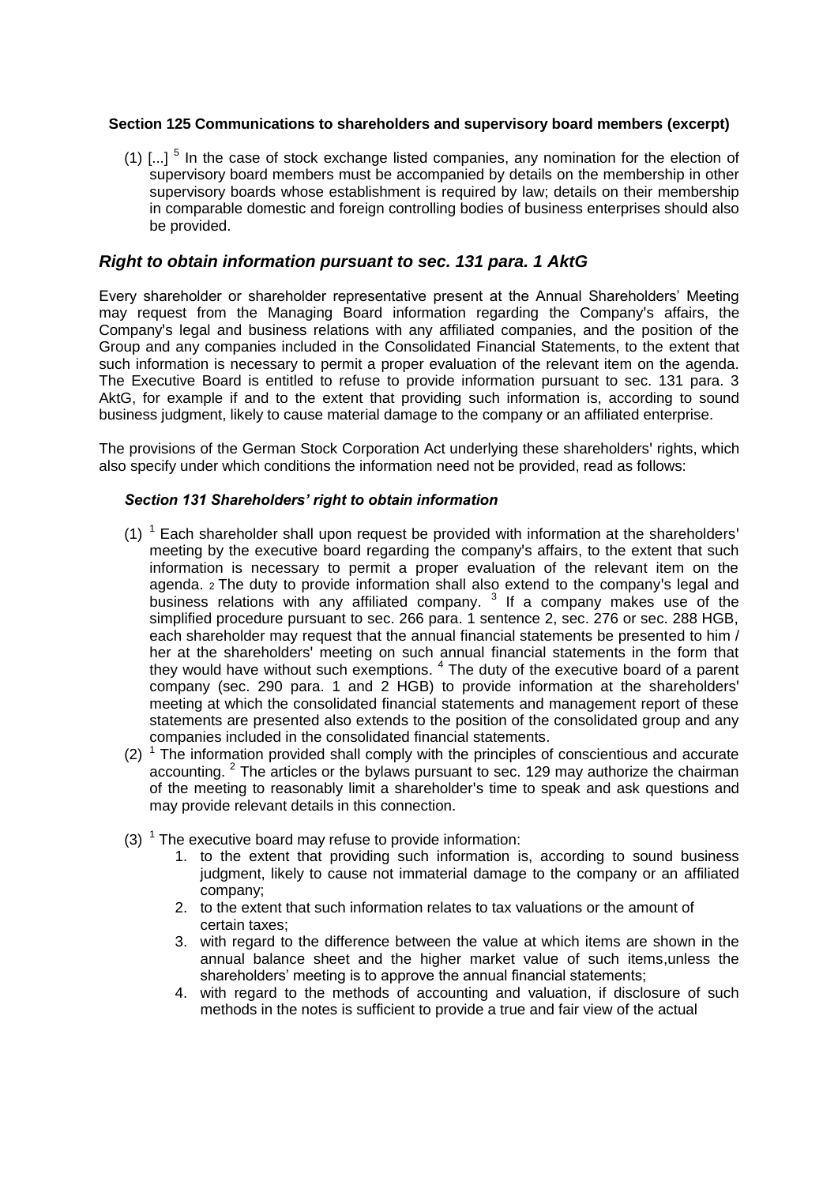**Section 125 Communications to shareholders and supervisory board members (excerpt)**

(1) [...] [5] In the case of stock exchange listed companies, any nomination for the election of supervisory board members must be accompanied by details on the membership in other supervisory boards whose establishment is required by law; details on their membership in comparable domestic and foreign controlling bodies of business enterprises should also be provided.

## *Right to obtain information pursuant to sec. 131 para. 1 AktG*

Every shareholder or shareholder representative present at the Annual Shareholders' Meeting may request from the Managing Board information regarding the Company's affairs, the Company's legal and business relations with any affiliated companies, and the position of the Group and any companies included in the Consolidated Financial Statements, to the extent that such information is necessary to permit a proper evaluation of the relevant item on the agenda. The Executive Board is entitled to refuse to provide information pursuant to sec. 131 para. 3 AktG, for example if and to the extent that providing such information is, according to sound business judgment, likely to cause material damage to the company or an affiliated enterprise.

The provisions of the German Stock Corporation Act underlying these shareholders' rights, which also specify under which conditions the information need not be provided, read as follows:

***Section 131 Shareholders' right to obtain information***

(1) [1] Each shareholder shall upon request be provided with information at the shareholders' meeting by the executive board regarding the company's affairs, to the extent that such information is necessary to permit a proper evaluation of the relevant item on the agenda. [2] The duty to provide information shall also extend to the company's legal and business relations with any affiliated company. [3] If a company makes use of the simplified procedure pursuant to sec. 266 para. 1 sentence 2, sec. 276 or sec. 288 HGB, each shareholder may request that the annual financial statements be presented to him / her at the shareholders' meeting on such annual financial statements in the form that they would have without such exemptions. [4] The duty of the executive board of a parent company (sec. 290 para. 1 and 2 HGB) to provide information at the shareholders' meeting at which the consolidated financial statements and management report of these statements are presented also extends to the position of the consolidated group and any companies included in the consolidated financial statements.

(2) [1] The information provided shall comply with the principles of conscientious and accurate accounting. [2] The articles or the bylaws pursuant to sec. 129 may authorize the chairman of the meeting to reasonably limit a shareholder's time to speak and ask questions and may provide relevant details in this connection.

(3) [1] The executive board may refuse to provide information:

1. to the extent that providing such information is, according to sound business judgment, likely to cause not immaterial damage to the company or an affiliated company;
2. to the extent that such information relates to tax valuations or the amount of certain taxes;
3. with regard to the difference between the value at which items are shown in the annual balance sheet and the higher market value of such items,unless the shareholders' meeting is to approve the annual financial statements;
4. with regard to the methods of accounting and valuation, if disclosure of such methods in the notes is sufficient to provide a true and fair view of the actual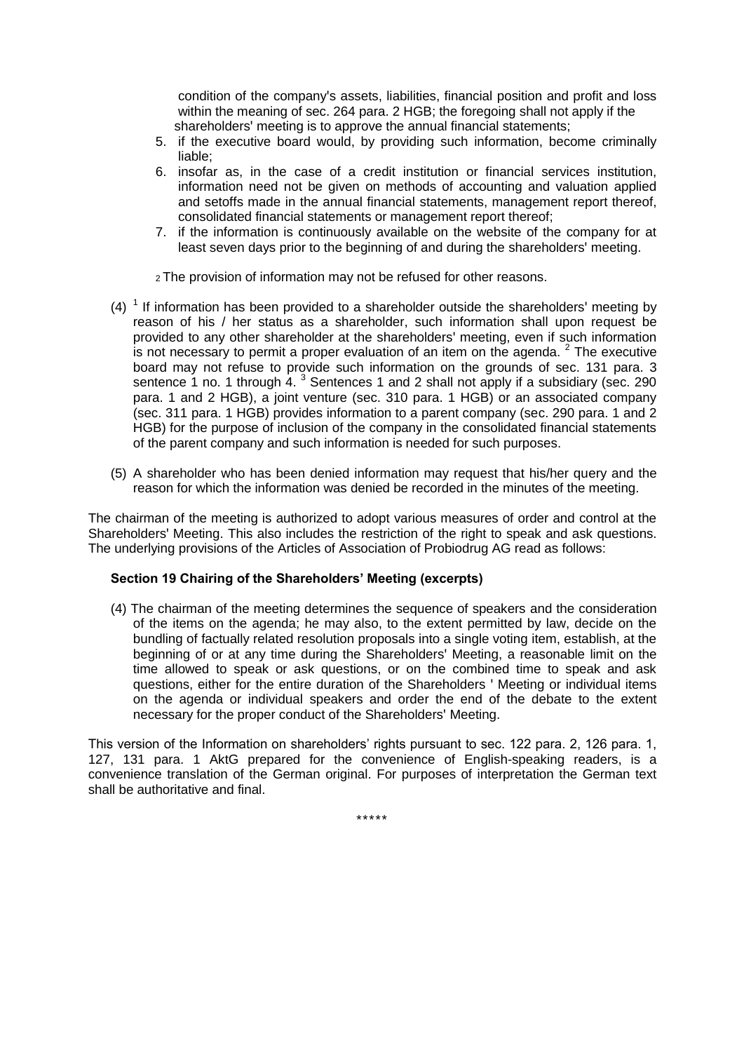condition of the company's assets, liabilities, financial position and profit and loss within the meaning of sec. 264 para. 2 HGB; the foregoing shall not apply if the shareholders' meeting is to approve the annual financial statements;

5. if the executive board would, by providing such information, become criminally liable;
6. insofar as, in the case of a credit institution or financial services institution, information need not be given on methods of accounting and valuation applied and setoffs made in the annual financial statements, management report thereof, consolidated financial statements or management report thereof;
7. if the information is continuously available on the website of the company for at least seven days prior to the beginning of and during the shareholders' meeting.

[2] The provision of information may not be refused for other reasons.

(4) [1] If information has been provided to a shareholder outside the shareholders' meeting by reason of his / her status as a shareholder, such information shall upon request be provided to any other shareholder at the shareholders' meeting, even if such information is not necessary to permit a proper evaluation of an item on the agenda. [2] The executive board may not refuse to provide such information on the grounds of sec. 131 para. 3 sentence 1 no. 1 through 4. [3] Sentences 1 and 2 shall not apply if a subsidiary (sec. 290 para. 1 and 2 HGB), a joint venture (sec. 310 para. 1 HGB) or an associated company (sec. 311 para. 1 HGB) provides information to a parent company (sec. 290 para. 1 and 2 HGB) for the purpose of inclusion of the company in the consolidated financial statements of the parent company and such information is needed for such purposes.

(5) A shareholder who has been denied information may request that his/her query and the reason for which the information was denied be recorded in the minutes of the meeting.

The chairman of the meeting is authorized to adopt various measures of order and control at the Shareholders' Meeting. This also includes the restriction of the right to speak and ask questions. The underlying provisions of the Articles of Association of Probiodrug AG read as follows:

**Section 19 Chairing of the Shareholders' Meeting (excerpts)**

(4) The chairman of the meeting determines the sequence of speakers and the consideration of the items on the agenda; he may also, to the extent permitted by law, decide on the bundling of factually related resolution proposals into a single voting item, establish, at the beginning of or at any time during the Shareholders' Meeting, a reasonable limit on the time allowed to speak or ask questions, or on the combined time to speak and ask questions, either for the entire duration of the Shareholders ' Meeting or individual items on the agenda or individual speakers and order the end of the debate to the extent necessary for the proper conduct of the Shareholders' Meeting.

This version of the Information on shareholders' rights pursuant to sec. 122 para. 2, 126 para. 1, 127, 131 para. 1 AktG prepared for the convenience of English-speaking readers, is a convenience translation of the German original. For purposes of interpretation the German text shall be authoritative and final.

*****